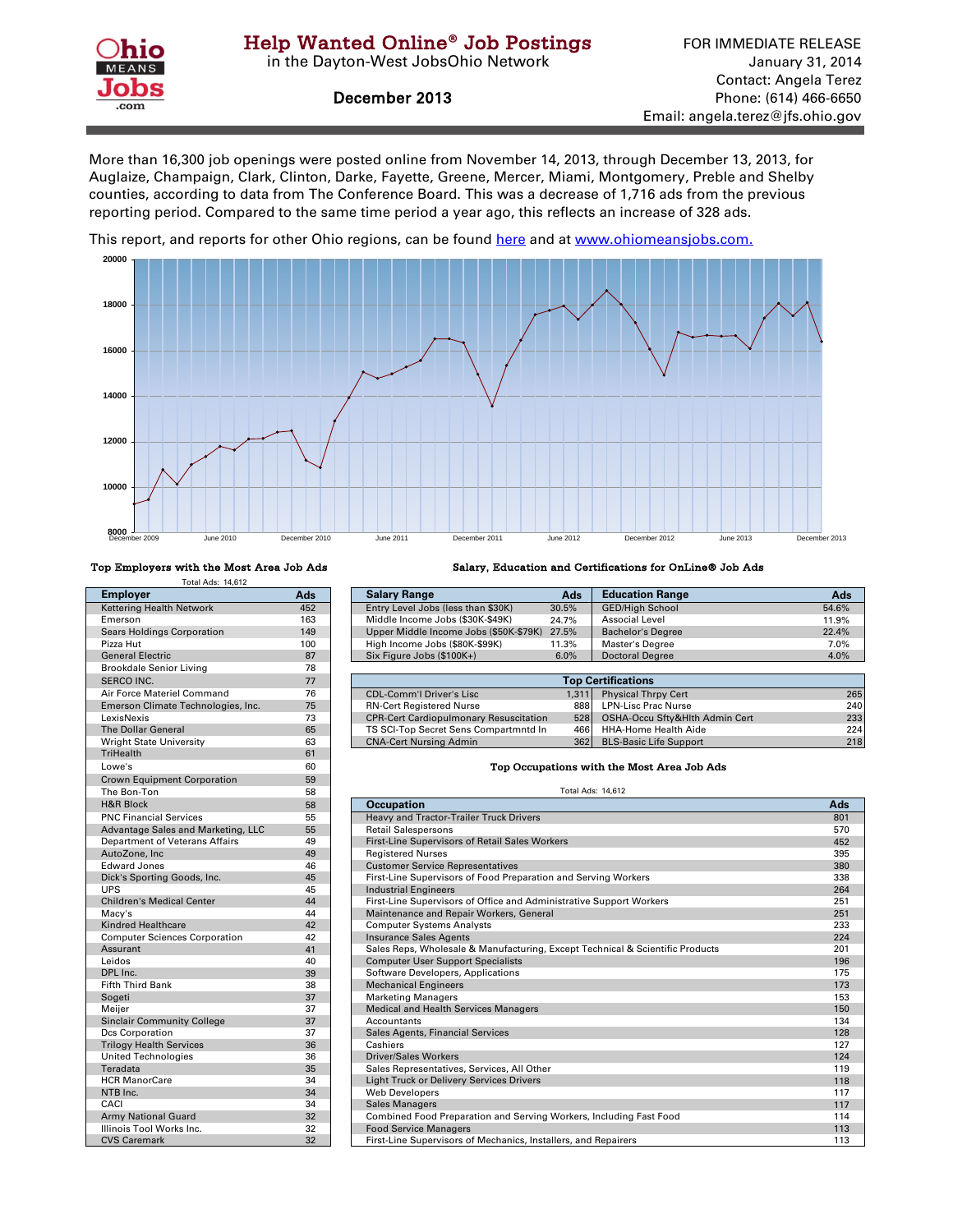# Help Wanted Online® Job Postings

in the Dayton-West JobsOhio Network

## December 2013

FOR IMMEDIATE RELEASE
January 31, 2014
Contact: Angela Terez
Phone: (614) 466-6650
Email: angela.terez@jfs.ohio.gov

More than 16,300 job openings were posted online from November 14, 2013, through December 13, 2013, for Auglaize, Champaign, Clark, Clinton, Darke, Fayette, Greene, Mercer, Miami, Montgomery, Preble and Shelby counties, according to data from The Conference Board. This was a decrease of 1,716 ads from the previous reporting period. Compared to the same time period a year ago, this reflects an increase of 328 ads.

This report, and reports for other Ohio regions, can be found here and at www.ohiomeansjobs.com.

### Top Employers with the Most Area Job Ads

Total Ads: 14,612

| Employer | Ads |
|---|---|
| Kettering Health Network | 452 |
| Emerson | 163 |
| Sears Holdings Corporation | 149 |
| Pizza Hut | 100 |
| General Electric | 87 |
| Brookdale Senior Living | 78 |
| SERCO INC. | 77 |
| Air Force Materiel Command | 76 |
| Emerson Climate Technologies, Inc. | 75 |
| LexisNexis | 73 |
| The Dollar General | 65 |
| Wright State University | 63 |
| TriHealth | 61 |
| Lowe's | 60 |
| Crown Equipment Corporation | 59 |
| The Bon-Ton | 58 |
| H&R Block | 58 |
| PNC Financial Services | 55 |
| Advantage Sales and Marketing, LLC | 55 |
| Department of Veterans Affairs | 49 |
| AutoZone, Inc | 49 |
| Edward Jones | 46 |
| Dick's Sporting Goods, Inc. | 45 |
| UPS | 45 |
| Children's Medical Center | 44 |
| Macy's | 44 |
| Kindred Healthcare | 42 |
| Computer Sciences Corporation | 42 |
| Assurant | 41 |
| Leidos | 40 |
| DPL Inc. | 39 |
| Fifth Third Bank | 38 |
| Sogeti | 37 |
| Meijer | 37 |
| Sinclair Community College | 37 |
| Dcs Corporation | 37 |
| Trilogy Health Services | 36 |
| United Technologies | 36 |
| Teradata | 35 |
| HCR ManorCare | 34 |
| NTB Inc. | 34 |
| CACI | 34 |
| Army National Guard | 32 |
| Illinois Tool Works Inc. | 32 |
| CVS Caremark | 32 |

### Salary, Education and Certifications for OnLine® Job Ads

| Salary Range | Ads | Education Range | Ads |
|---|---|---|---|
| Entry Level Jobs (less than $30K) | 30.5% | GED/High School | 54.6% |
| Middle Income Jobs ($30K-$49K) | 24.7% | Associal Level | 11.9% |
| Upper Middle Income Jobs ($50K-$79K) | 27.5% | Bachelor's Degree | 22.4% |
| High Income Jobs ($80K-$99K) | 11.3% | Master's Degree | 7.0% |
| Six Figure Jobs ($100K+) | 6.0% | Doctoral Degree | 4.0% |

| Top Certifications | | | |
|---|---|---|---|
| CDL-Comm'l Driver's Lisc | 1,311 | Physical Thrpy Cert | 265 |
| RN-Cert Registered Nurse | 888 | LPN-Lisc Prac Nurse | 240 |
| CPR-Cert Cardiopulmonary Resuscitation | 528 | OSHA-Occu Sfty&Hlth Admin Cert | 233 |
| TS SCI-Top Secret Sens Compartmntd In | 466 | HHA-Home Health Aide | 224 |
| CNA-Cert Nursing Admin | 362 | BLS-Basic Life Support | 218 |

### Top Occupations with the Most Area Job Ads

Total Ads: 14,612

| Occupation | Ads |
|---|---|
| Heavy and Tractor-Trailer Truck Drivers | 801 |
| Retail Salespersons | 570 |
| First-Line Supervisors of Retail Sales Workers | 452 |
| Registered Nurses | 395 |
| Customer Service Representatives | 380 |
| First-Line Supervisors of Food Preparation and Serving Workers | 338 |
| Industrial Engineers | 264 |
| First-Line Supervisors of Office and Administrative Support Workers | 251 |
| Maintenance and Repair Workers, General | 251 |
| Computer Systems Analysts | 233 |
| Insurance Sales Agents | 224 |
| Sales Reps, Wholesale & Manufacturing, Except Technical & Scientific Products | 201 |
| Computer User Support Specialists | 196 |
| Software Developers, Applications | 175 |
| Mechanical Engineers | 173 |
| Marketing Managers | 153 |
| Medical and Health Services Managers | 150 |
| Accountants | 134 |
| Sales Agents, Financial Services | 128 |
| Cashiers | 127 |
| Driver/Sales Workers | 124 |
| Sales Representatives, Services, All Other | 119 |
| Light Truck or Delivery Services Drivers | 118 |
| Web Developers | 117 |
| Sales Managers | 117 |
| Combined Food Preparation and Serving Workers, Including Fast Food | 114 |
| Food Service Managers | 113 |
| First-Line Supervisors of Mechanics, Installers, and Repairers | 113 |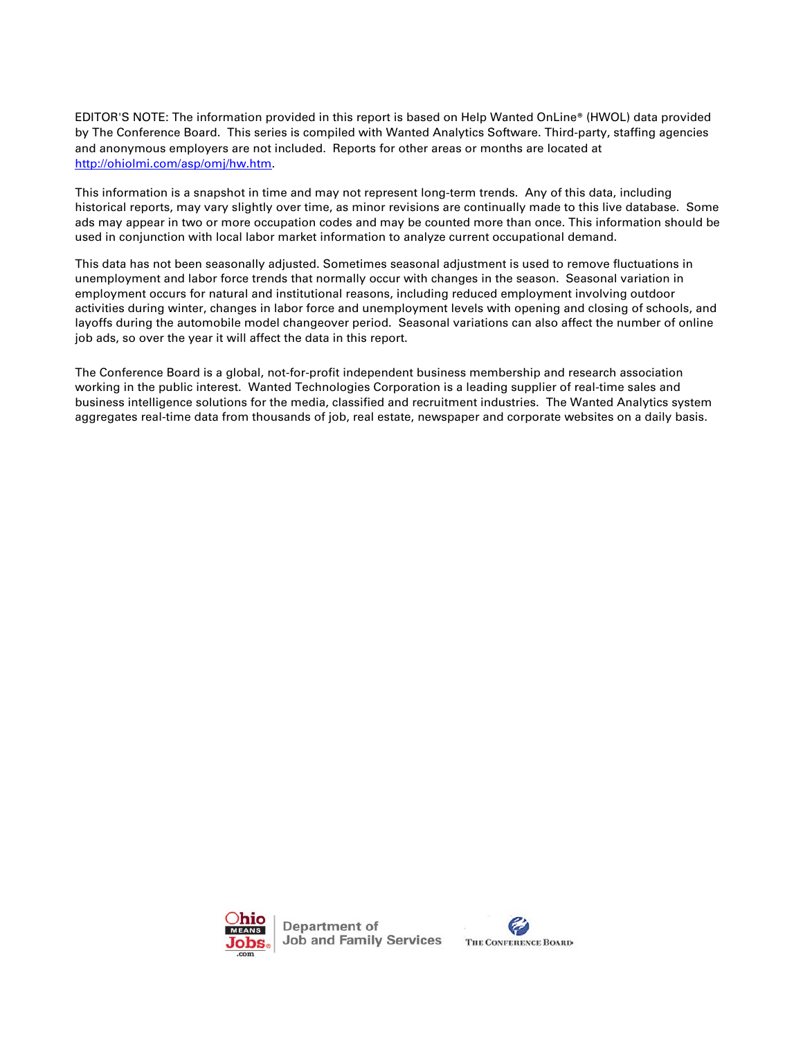EDITOR'S NOTE: The information provided in this report is based on Help Wanted OnLine® (HWOL) data provided by The Conference Board. This series is compiled with Wanted Analytics Software. Third-party, staffing agencies and anonymous employers are not included. Reports for other areas or months are located at [http://ohiolmi.com/asp/omj/hw.htm](http://ohiolmi.com/asp/omj/hw.htm).

This information is a snapshot in time and may not represent long-term trends. Any of this data, including historical reports, may vary slightly over time, as minor revisions are continually made to this live database. Some ads may appear in two or more occupation codes and may be counted more than once. This information should be used in conjunction with local labor market information to analyze current occupational demand.

This data has not been seasonally adjusted. Sometimes seasonal adjustment is used to remove fluctuations in unemployment and labor force trends that normally occur with changes in the season. Seasonal variation in employment occurs for natural and institutional reasons, including reduced employment involving outdoor activities during winter, changes in labor force and unemployment levels with opening and closing of schools, and layoffs during the automobile model changeover period. Seasonal variations can also affect the number of online job ads, so over the year it will affect the data in this report.

The Conference Board is a global, not-for-profit independent business membership and research association working in the public interest. Wanted Technologies Corporation is a leading supplier of real-time sales and business intelligence solutions for the media, classified and recruitment industries. The Wanted Analytics system aggregates real-time data from thousands of job, real estate, newspaper and corporate websites on a daily basis.

Ohio MEANS Jobs .com | Department of Job and Family Services

The Conference Board